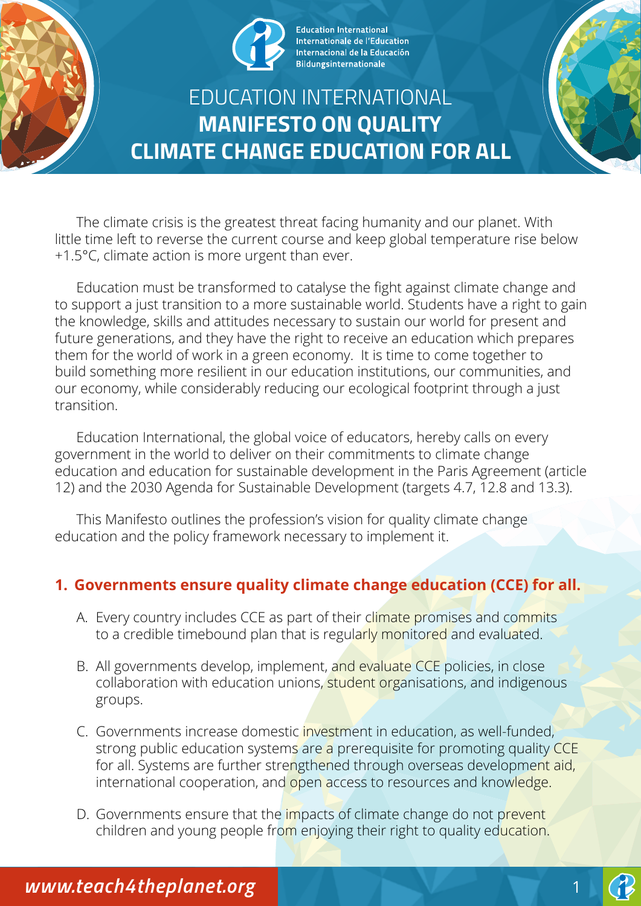Education International
Internationale de l'Education
Internacional de la Educación
Bildungsinternationale

# EDUCATION INTERNATIONAL **MANIFESTO ON QUALITY CLIMATE CHANGE EDUCATION FOR ALL**

The climate crisis is the greatest threat facing humanity and our planet. With little time left to reverse the current course and keep global temperature rise below +1.5°C, climate action is more urgent than ever.

Education must be transformed to catalyse the fight against climate change and to support a just transition to a more sustainable world. Students have a right to gain the knowledge, skills and attitudes necessary to sustain our world for present and future generations, and they have the right to receive an education which prepares them for the world of work in a green economy. It is time to come together to build something more resilient in our education institutions, our communities, and our economy, while considerably reducing our ecological footprint through a just transition.

Education International, the global voice of educators, hereby calls on every government in the world to deliver on their commitments to climate change education and education for sustainable development in the Paris Agreement (article 12) and the 2030 Agenda for Sustainable Development (targets 4.7, 12.8 and 13.3).

This Manifesto outlines the profession's vision for quality climate change education and the policy framework necessary to implement it.

## 1. Governments ensure quality climate change education (CCE) for all.

A. Every country includes CCE as part of their climate promises and commits to a credible timebound plan that is regularly monitored and evaluated.

B. All governments develop, implement, and evaluate CCE policies, in close collaboration with education unions, student organisations, and indigenous groups.

C. Governments increase domestic investment in education, as well-funded, strong public education systems are a prerequisite for promoting quality CCE for all. Systems are further strengthened through overseas development aid, international cooperation, and open access to resources and knowledge.

D. Governments ensure that the impacts of climate change do not prevent children and young people from enjoying their right to quality education.

*www.teach4theplanet.org*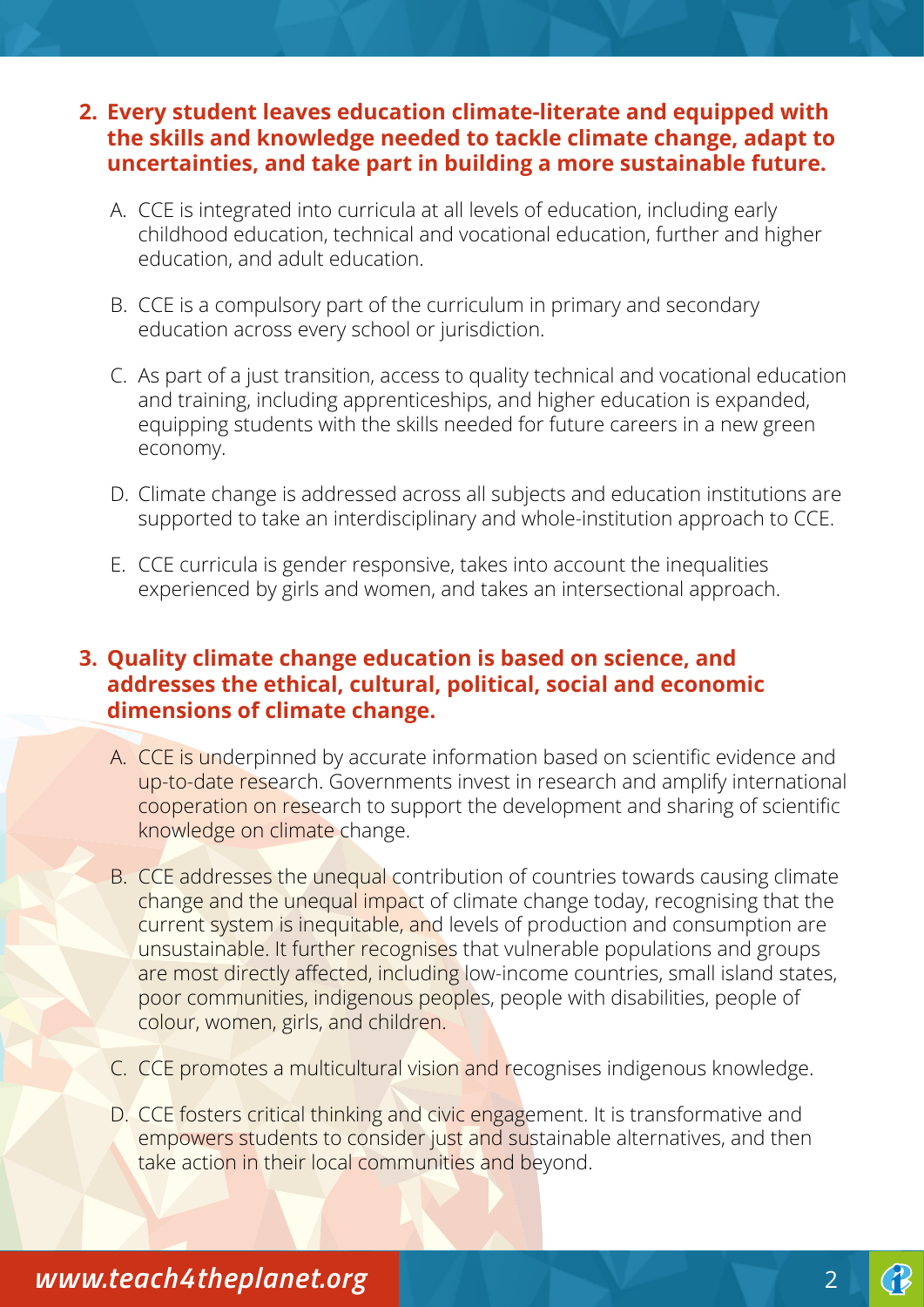**2. Every student leaves education climate-literate and equipped with the skills and knowledge needed to tackle climate change, adapt to uncertainties, and take part in building a more sustainable future.**

A. CCE is integrated into curricula at all levels of education, including early childhood education, technical and vocational education, further and higher education, and adult education.

B. CCE is a compulsory part of the curriculum in primary and secondary education across every school or jurisdiction.

C. As part of a just transition, access to quality technical and vocational education and training, including apprenticeships, and higher education is expanded, equipping students with the skills needed for future careers in a new green economy.

D. Climate change is addressed across all subjects and education institutions are supported to take an interdisciplinary and whole-institution approach to CCE.

E. CCE curricula is gender responsive, takes into account the inequalities experienced by girls and women, and takes an intersectional approach.

**3. Quality climate change education is based on science, and addresses the ethical, cultural, political, social and economic dimensions of climate change.**

A. CCE is underpinned by accurate information based on scientific evidence and up-to-date research. Governments invest in research and amplify international cooperation on research to support the development and sharing of scientific knowledge on climate change.

B. CCE addresses the unequal contribution of countries towards causing climate change and the unequal impact of climate change today, recognising that the current system is inequitable, and levels of production and consumption are unsustainable. It further recognises that vulnerable populations and groups are most directly affected, including low-income countries, small island states, poor communities, indigenous peoples, people with disabilities, people of colour, women, girls, and children.

C. CCE promotes a multicultural vision and recognises indigenous knowledge.

D. CCE fosters critical thinking and civic engagement. It is transformative and empowers students to consider just and sustainable alternatives, and then take action in their local communities and beyond.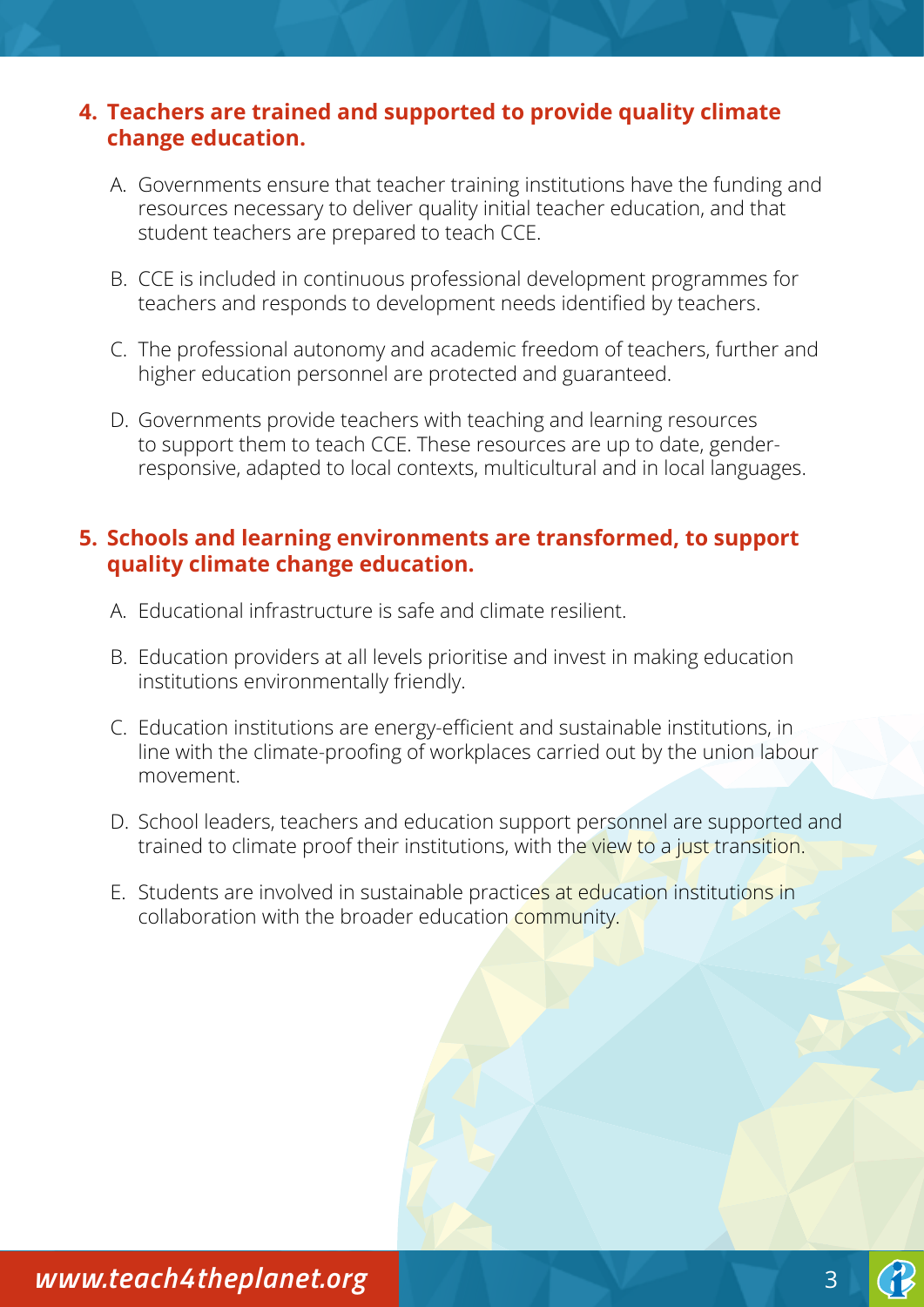4. **Teachers are trained and supported to provide quality climate change education.**

   A. Governments ensure that teacher training institutions have the funding and resources necessary to deliver quality initial teacher education, and that student teachers are prepared to teach CCE.

   B. CCE is included in continuous professional development programmes for teachers and responds to development needs identified by teachers.

   C. The professional autonomy and academic freedom of teachers, further and higher education personnel are protected and guaranteed.

   D. Governments provide teachers with teaching and learning resources to support them to teach CCE. These resources are up to date, gender-responsive, adapted to local contexts, multicultural and in local languages.

5. **Schools and learning environments are transformed, to support quality climate change education.**

   A. Educational infrastructure is safe and climate resilient.

   B. Education providers at all levels prioritise and invest in making education institutions environmentally friendly.

   C. Education institutions are energy-efficient and sustainable institutions, in line with the climate-proofing of workplaces carried out by the union labour movement.

   D. School leaders, teachers and education support personnel are supported and trained to climate proof their institutions, with the view to a just transition.

   E. Students are involved in sustainable practices at education institutions in collaboration with the broader education community.

*www.teach4theplanet.org*